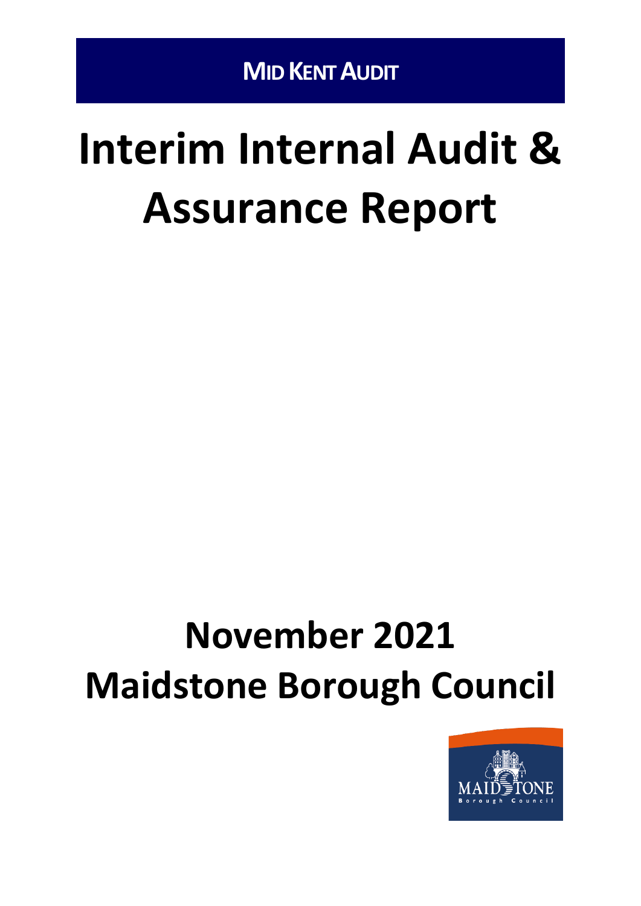**MID KENT AUDIT**

# Interim Internal Audit & Assurance Report

# November 2021
# Maidstone Borough Council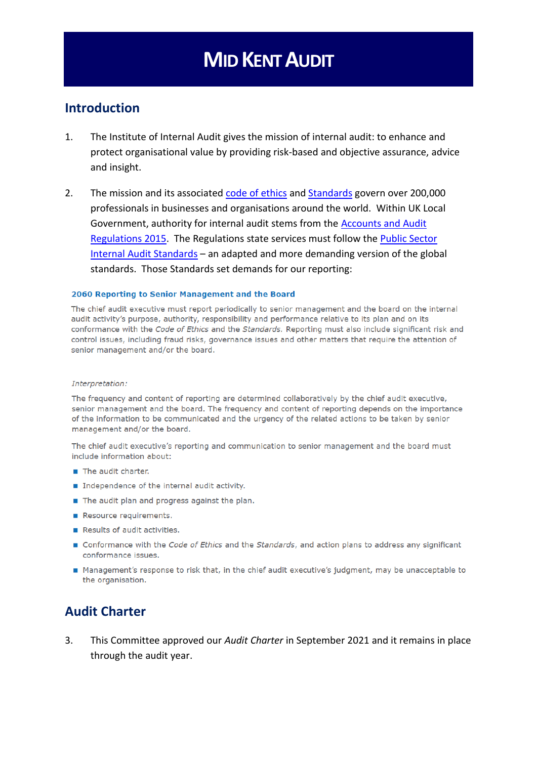# MID KENT AUDIT

## Introduction

1. The Institute of Internal Audit gives the mission of internal audit: to enhance and protect organisational value by providing risk-based and objective assurance, advice and insight.

2. The mission and its associated code of ethics and Standards govern over 200,000 professionals in businesses and organisations around the world. Within UK Local Government, authority for internal audit stems from the Accounts and Audit Regulations 2015. The Regulations state services must follow the Public Sector Internal Audit Standards – an adapted and more demanding version of the global standards. Those Standards set demands for our reporting:

> **2060 Reporting to Senior Management and the Board**
>
> The chief audit executive must report periodically to senior management and the board on the internal audit activity's purpose, authority, responsibility and performance relative to its plan and on its conformance with the *Code of Ethics* and the *Standards*. Reporting must also include significant risk and control issues, including fraud risks, governance issues and other matters that require the attention of senior management and/or the board.
>
> *Interpretation:*
>
> The frequency and content of reporting are determined collaboratively by the chief audit executive, senior management and the board. The frequency and content of reporting depends on the importance of the information to be communicated and the urgency of the related actions to be taken by senior management and/or the board.
>
> The chief audit executive's reporting and communication to senior management and the board must include information about:
>
> - The audit charter.
> - Independence of the internal audit activity.
> - The audit plan and progress against the plan.
> - Resource requirements.
> - Results of audit activities.
> - Conformance with the *Code of Ethics* and the *Standards*, and action plans to address any significant conformance issues.
> - Management's response to risk that, in the chief audit executive's judgment, may be unacceptable to the organisation.

## Audit Charter

3. This Committee approved our *Audit Charter* in September 2021 and it remains in place through the audit year.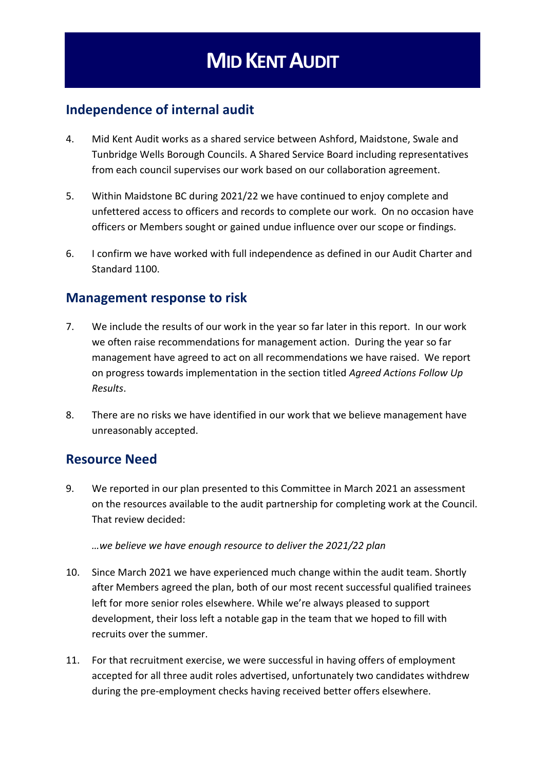# MID KENT AUDIT

## Independence of internal audit

4. Mid Kent Audit works as a shared service between Ashford, Maidstone, Swale and Tunbridge Wells Borough Councils. A Shared Service Board including representatives from each council supervises our work based on our collaboration agreement.

5. Within Maidstone BC during 2021/22 we have continued to enjoy complete and unfettered access to officers and records to complete our work. On no occasion have officers or Members sought or gained undue influence over our scope or findings.

6. I confirm we have worked with full independence as defined in our Audit Charter and Standard 1100.

## Management response to risk

7. We include the results of our work in the year so far later in this report. In our work we often raise recommendations for management action. During the year so far management have agreed to act on all recommendations we have raised. We report on progress towards implementation in the section titled *Agreed Actions Follow Up Results*.

8. There are no risks we have identified in our work that we believe management have unreasonably accepted.

## Resource Need

9. We reported in our plan presented to this Committee in March 2021 an assessment on the resources available to the audit partnership for completing work at the Council. That review decided:

   *…we believe we have enough resource to deliver the 2021/22 plan*

10. Since March 2021 we have experienced much change within the audit team. Shortly after Members agreed the plan, both of our most recent successful qualified trainees left for more senior roles elsewhere. While we're always pleased to support development, their loss left a notable gap in the team that we hoped to fill with recruits over the summer.

11. For that recruitment exercise, we were successful in having offers of employment accepted for all three audit roles advertised, unfortunately two candidates withdrew during the pre-employment checks having received better offers elsewhere.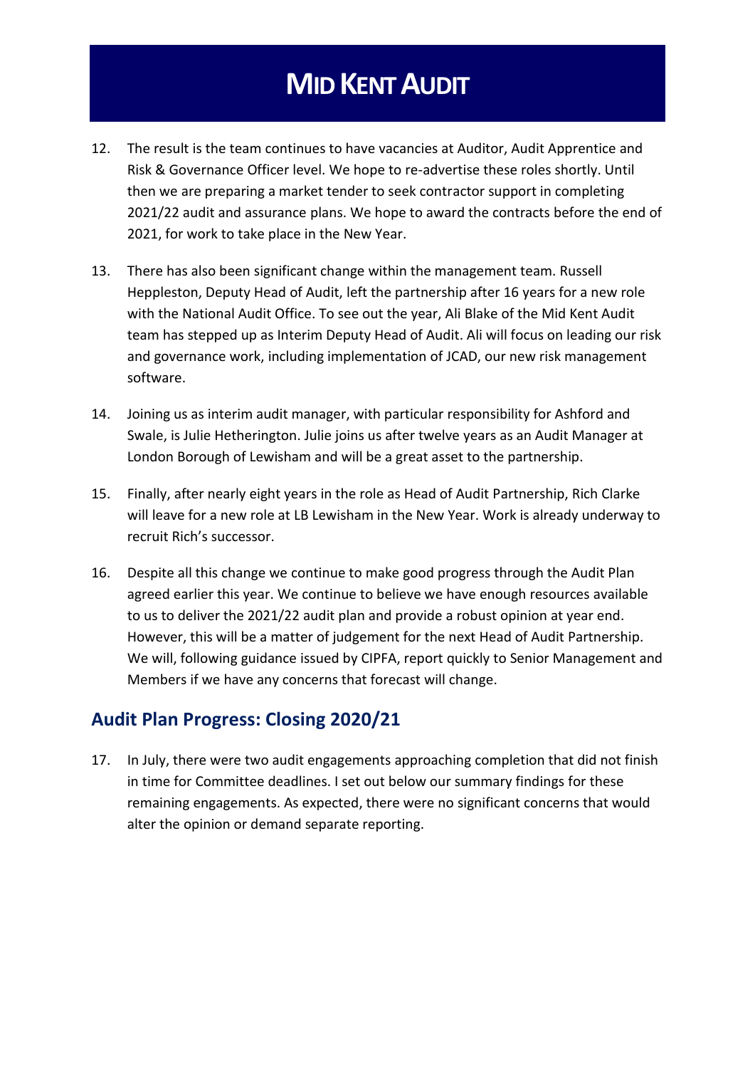12. The result is the team continues to have vacancies at Auditor, Audit Apprentice and Risk & Governance Officer level. We hope to re-advertise these roles shortly. Until then we are preparing a market tender to seek contractor support in completing 2021/22 audit and assurance plans. We hope to award the contracts before the end of 2021, for work to take place in the New Year.

13. There has also been significant change within the management team. Russell Heppleston, Deputy Head of Audit, left the partnership after 16 years for a new role with the National Audit Office. To see out the year, Ali Blake of the Mid Kent Audit team has stepped up as Interim Deputy Head of Audit. Ali will focus on leading our risk and governance work, including implementation of JCAD, our new risk management software.

14. Joining us as interim audit manager, with particular responsibility for Ashford and Swale, is Julie Hetherington. Julie joins us after twelve years as an Audit Manager at London Borough of Lewisham and will be a great asset to the partnership.

15. Finally, after nearly eight years in the role as Head of Audit Partnership, Rich Clarke will leave for a new role at LB Lewisham in the New Year. Work is already underway to recruit Rich's successor.

16. Despite all this change we continue to make good progress through the Audit Plan agreed earlier this year. We continue to believe we have enough resources available to us to deliver the 2021/22 audit plan and provide a robust opinion at year end. However, this will be a matter of judgement for the next Head of Audit Partnership. We will, following guidance issued by CIPFA, report quickly to Senior Management and Members if we have any concerns that forecast will change.

## Audit Plan Progress: Closing 2020/21

17. In July, there were two audit engagements approaching completion that did not finish in time for Committee deadlines. I set out below our summary findings for these remaining engagements. As expected, there were no significant concerns that would alter the opinion or demand separate reporting.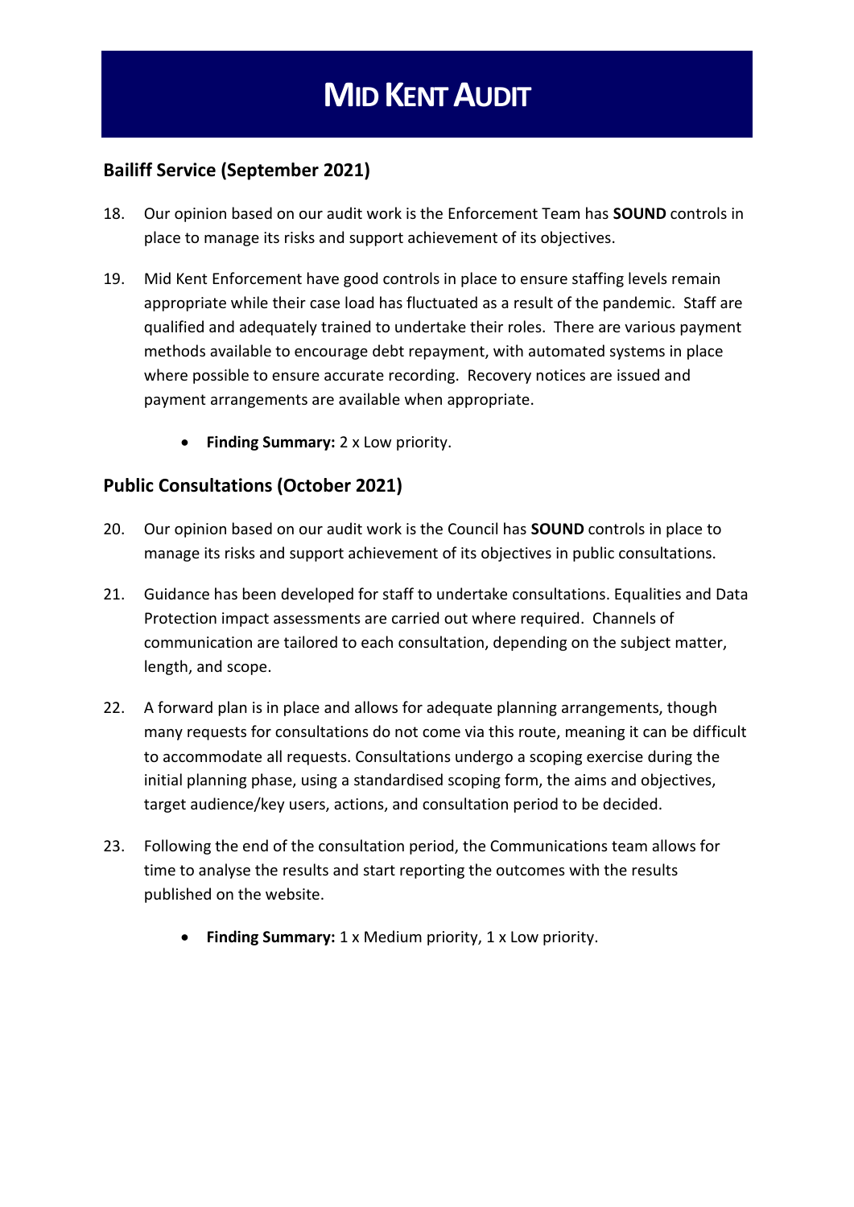## Bailiff Service (September 2021)

18. Our opinion based on our audit work is the Enforcement Team has **SOUND** controls in place to manage its risks and support achievement of its objectives.

19. Mid Kent Enforcement have good controls in place to ensure staffing levels remain appropriate while their case load has fluctuated as a result of the pandemic. Staff are qualified and adequately trained to undertake their roles. There are various payment methods available to encourage debt repayment, with automated systems in place where possible to ensure accurate recording. Recovery notices are issued and payment arrangements are available when appropriate.

    - **Finding Summary:** 2 x Low priority.

## Public Consultations (October 2021)

20. Our opinion based on our audit work is the Council has **SOUND** controls in place to manage its risks and support achievement of its objectives in public consultations.

21. Guidance has been developed for staff to undertake consultations. Equalities and Data Protection impact assessments are carried out where required. Channels of communication are tailored to each consultation, depending on the subject matter, length, and scope.

22. A forward plan is in place and allows for adequate planning arrangements, though many requests for consultations do not come via this route, meaning it can be difficult to accommodate all requests. Consultations undergo a scoping exercise during the initial planning phase, using a standardised scoping form, the aims and objectives, target audience/key users, actions, and consultation period to be decided.

23. Following the end of the consultation period, the Communications team allows for time to analyse the results and start reporting the outcomes with the results published on the website.

    - **Finding Summary:** 1 x Medium priority, 1 x Low priority.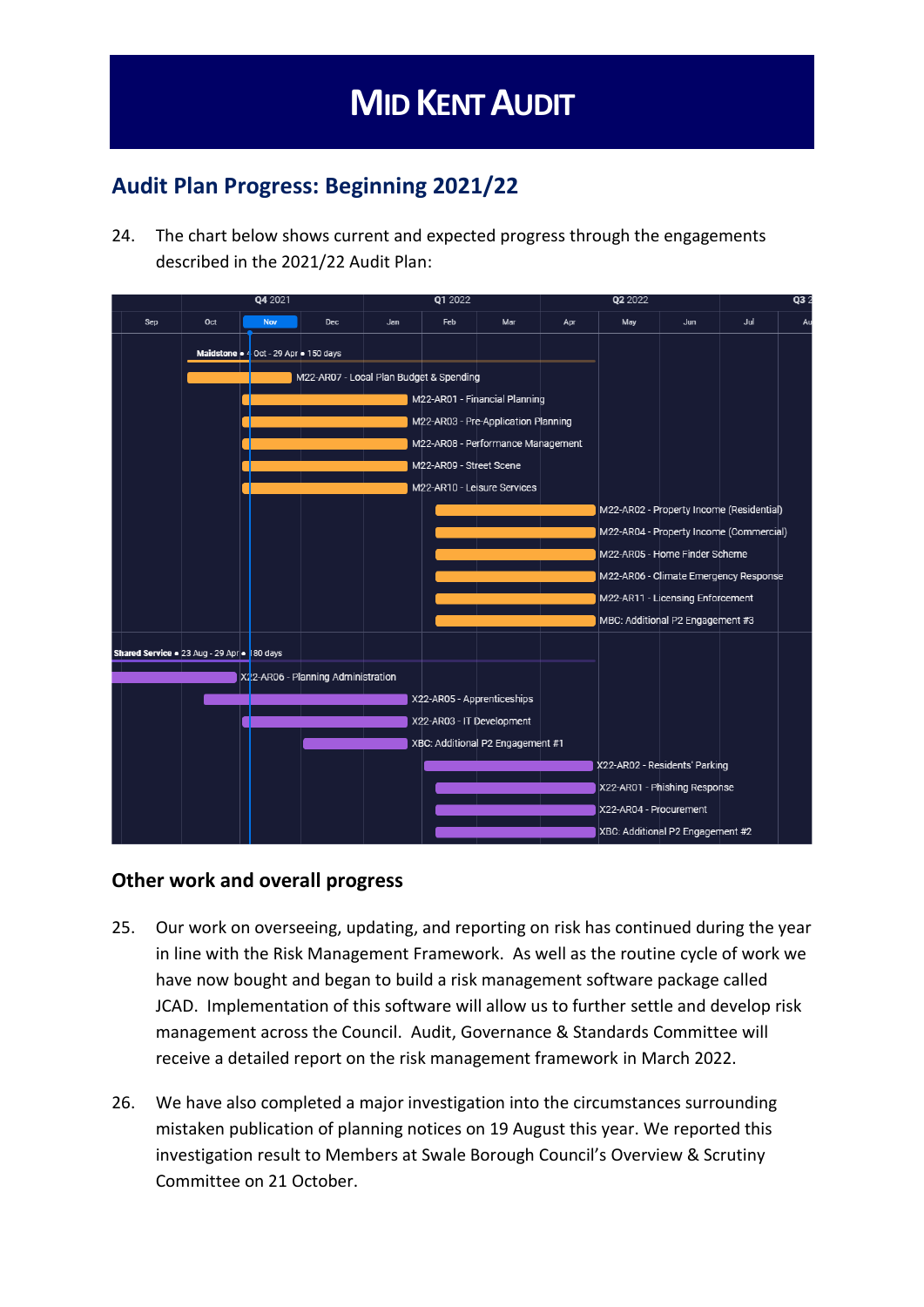# Mid Kent Audit

## Audit Plan Progress: Beginning 2021/22

24. The chart below shows current and expected progress through the engagements described in the 2021/22 Audit Plan:

| Engagement | Approximate timing |
| --- | --- |
| **Maldstone** • 4 Oct - 29 Apr • 150 days | |
| M22-AR07 - Local Plan Budget & Spending | Oct – Nov 2021 |
| M22-AR01 - Financial Planning | Nov 2021 – Jan 2022 |
| M22-AR03 - Pre-Application Planning | Nov 2021 – Jan 2022 |
| M22-AR08 - Performance Management | Nov 2021 – Jan 2022 |
| M22-AR09 - Street Scene | Nov 2021 – Jan 2022 |
| M22-AR10 - Leisure Services | Nov 2021 – Jan 2022 |
| M22-AR02 - Property Income (Residential) | Feb – Apr 2022 |
| M22-AR04 - Property Income (Commercial) | Feb – Apr 2022 |
| M22-AR05 - Home Finder Scheme | Feb – Apr 2022 |
| M22-AR06 - Climate Emergency Response | Feb – Apr 2022 |
| M22-AR11 - Licensing Enforcement | Feb – Apr 2022 |
| MBC: Additional P2 Engagement #3 | Feb – Apr 2022 |
| **Shared Service** • 23 Aug - 29 Apr • 180 days | |
| X22-AR06 - Planning Administration | Sep – Nov 2021 |
| X22-AR05 - Apprenticeships | Oct 2021 – Jan 2022 |
| X22-AR03 - IT Development | Nov 2021 – Jan 2022 |
| XBC: Additional P2 Engagement #1 | Dec 2021 – Jan 2022 |
| X22-AR02 - Residents' Parking | Feb – Apr 2022 |
| X22-AR01 - Phishing Response | Feb – Apr 2022 |
| X22-AR04 - Procurement | Feb – Apr 2022 |
| XBC: Additional P2 Engagement #2 | Feb – Apr 2022 |

### Other work and overall progress

25. Our work on overseeing, updating, and reporting on risk has continued during the year in line with the Risk Management Framework. As well as the routine cycle of work we have now bought and began to build a risk management software package called JCAD. Implementation of this software will allow us to further settle and develop risk management across the Council. Audit, Governance & Standards Committee will receive a detailed report on the risk management framework in March 2022.

26. We have also completed a major investigation into the circumstances surrounding mistaken publication of planning notices on 19 August this year. We reported this investigation result to Members at Swale Borough Council's Overview & Scrutiny Committee on 21 October.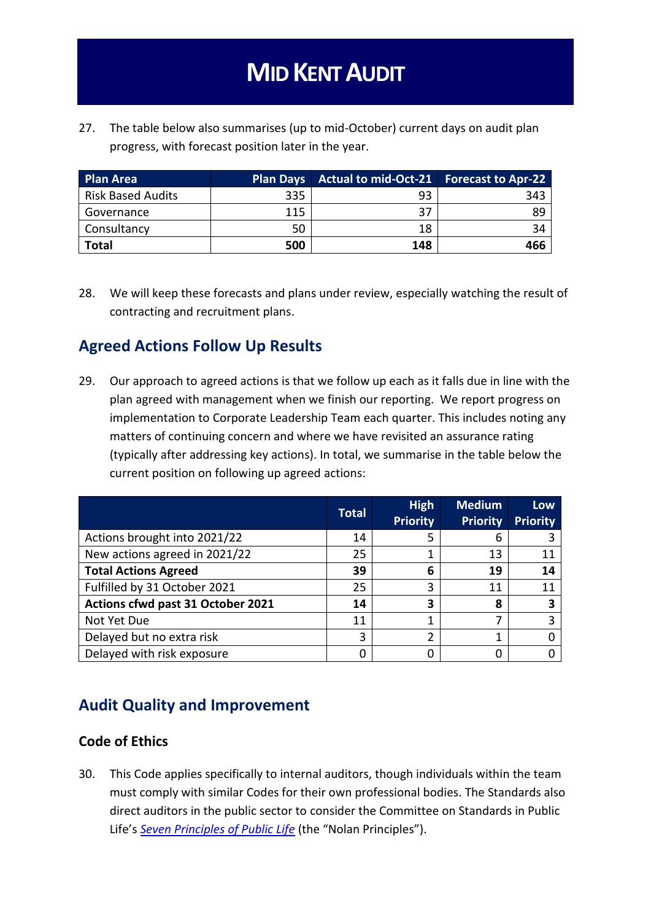27. The table below also summarises (up to mid-October) current days on audit plan progress, with forecast position later in the year.

| Plan Area | Plan Days | Actual to mid-Oct-21 | Forecast to Apr-22 |
|---|---|---|---|
| Risk Based Audits | 335 | 93 | 343 |
| Governance | 115 | 37 | 89 |
| Consultancy | 50 | 18 | 34 |
| **Total** | **500** | **148** | **466** |

28. We will keep these forecasts and plans under review, especially watching the result of contracting and recruitment plans.

## Agreed Actions Follow Up Results

29. Our approach to agreed actions is that we follow up each as it falls due in line with the plan agreed with management when we finish our reporting. We report progress on implementation to Corporate Leadership Team each quarter. This includes noting any matters of continuing concern and where we have revisited an assurance rating (typically after addressing key actions). In total, we summarise in the table below the current position on following up agreed actions:

| | Total | High Priority | Medium Priority | Low Priority |
|---|---|---|---|---|
| Actions brought into 2021/22 | 14 | 5 | 6 | 3 |
| New actions agreed in 2021/22 | 25 | 1 | 13 | 11 |
| **Total Actions Agreed** | **39** | **6** | **19** | **14** |
| Fulfilled by 31 October 2021 | 25 | 3 | 11 | 11 |
| **Actions cfwd past 31 October 2021** | **14** | **3** | **8** | **3** |
| Not Yet Due | 11 | 1 | 7 | 3 |
| Delayed but no extra risk | 3 | 2 | 1 | 0 |
| Delayed with risk exposure | 0 | 0 | 0 | 0 |

## Audit Quality and Improvement

### Code of Ethics

30. This Code applies specifically to internal auditors, though individuals within the team must comply with similar Codes for their own professional bodies. The Standards also direct auditors in the public sector to consider the Committee on Standards in Public Life's *Seven Principles of Public Life* (the "Nolan Principles").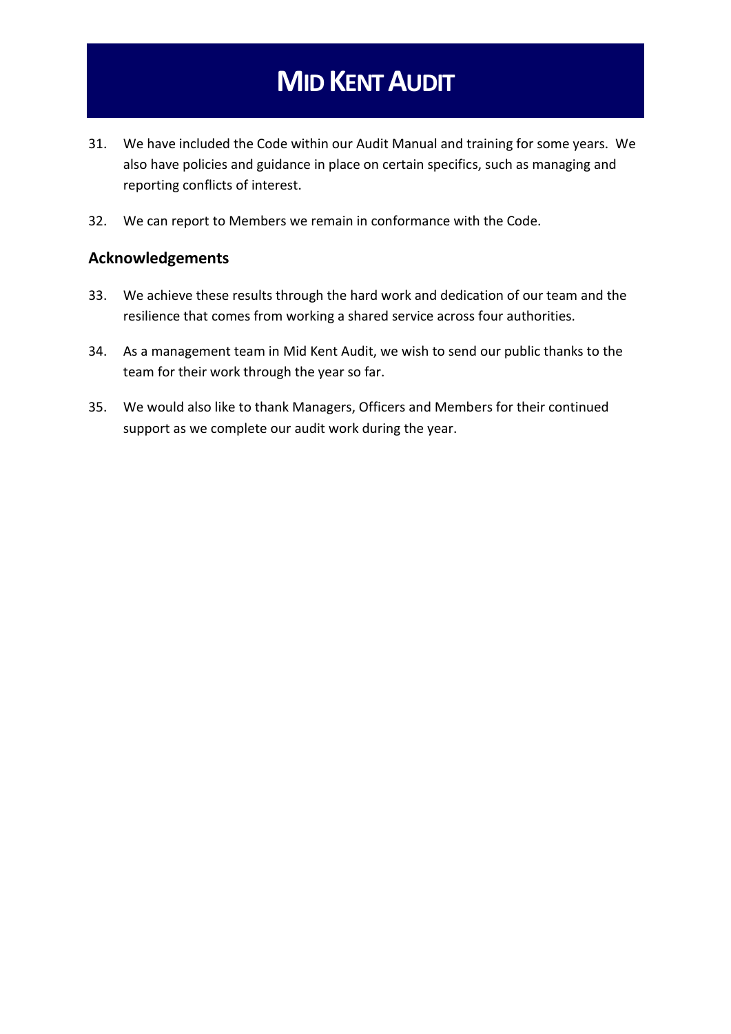31. We have included the Code within our Audit Manual and training for some years. We also have policies and guidance in place on certain specifics, such as managing and reporting conflicts of interest.

32. We can report to Members we remain in conformance with the Code.

## Acknowledgements

33. We achieve these results through the hard work and dedication of our team and the resilience that comes from working a shared service across four authorities.

34. As a management team in Mid Kent Audit, we wish to send our public thanks to the team for their work through the year so far.

35. We would also like to thank Managers, Officers and Members for their continued support as we complete our audit work during the year.